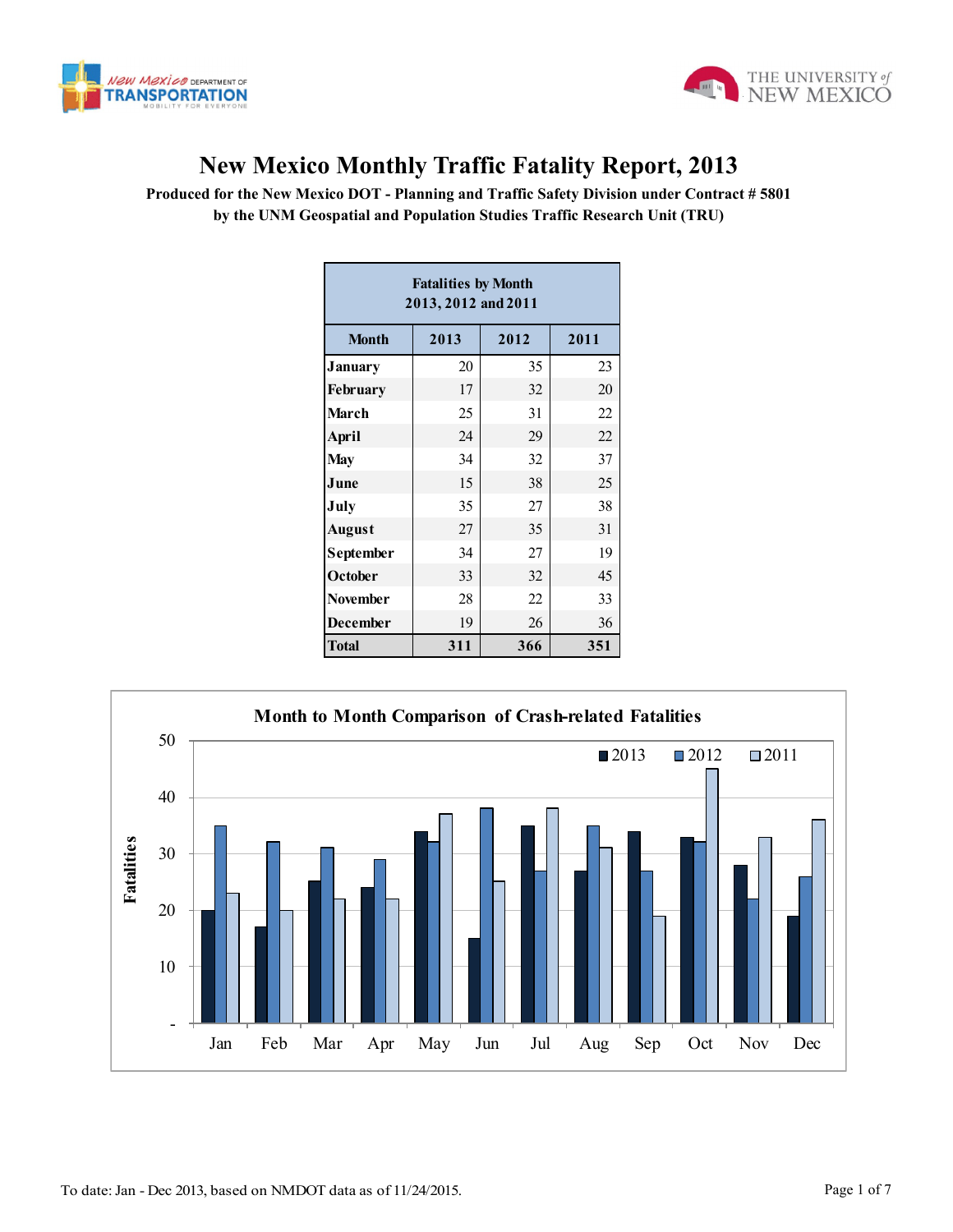# New Mexico Monthly Traffic Fatality Report, 2013

**Produced for the New Mexico DOT - Planning and Traffic Safety Division under Contract # 5801**
**by the UNM Geospatial and Population Studies Traffic Research Unit (TRU)**

| Fatalities by Month 2013, 2012 and 2011 | | | |
|---|---|---|---|
| **Month** | **2013** | **2012** | **2011** |
| **January** | 20 | 35 | 23 |
| **February** | 17 | 32 | 20 |
| **March** | 25 | 31 | 22 |
| **April** | 24 | 29 | 22 |
| **May** | 34 | 32 | 37 |
| **June** | 15 | 38 | 25 |
| **July** | 35 | 27 | 38 |
| **August** | 27 | 35 | 31 |
| **September** | 34 | 27 | 19 |
| **October** | 33 | 32 | 45 |
| **November** | 28 | 22 | 33 |
| **December** | 19 | 26 | 36 |
| **Total** | **311** | **366** | **351** |

**Month to Month Comparison of Crash-related Fatalities**

| Month | 2013 | 2012 | 2011 |
|---|---|---|---|
| Jan | 20 | 35 | 23 |
| Feb | 17 | 32 | 20 |
| Mar | 25 | 31 | 22 |
| Apr | 24 | 29 | 22 |
| May | 34 | 32 | 37 |
| Jun | 15 | 38 | 25 |
| Jul | 35 | 27 | 38 |
| Aug | 27 | 35 | 31 |
| Sep | 34 | 27 | 19 |
| Oct | 33 | 32 | 45 |
| Nov | 28 | 22 | 33 |
| Dec | 19 | 26 | 36 |

To date: Jan - Dec 2013, based on NMDOT data as of 11/24/2015.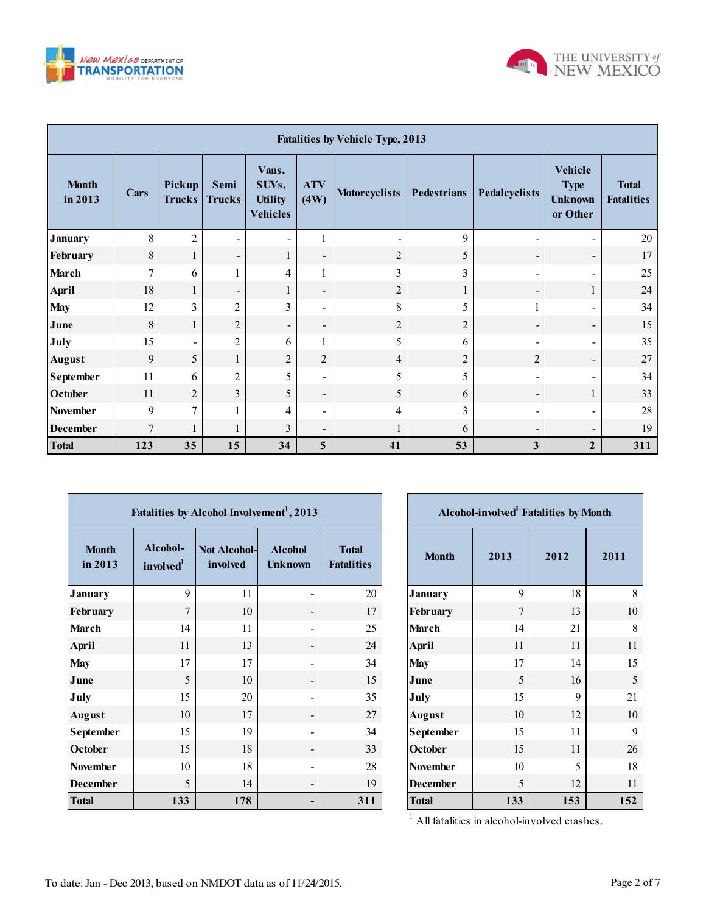| Fatalities by Vehicle Type, 2013 | | | | | | | | | | |
|---|---|---|---|---|---|---|---|---|---|---|
| Month in 2013 | Cars | Pickup Trucks | Semi Trucks | Vans, SUVs, Utility Vehicles | ATV (4W) | Motorcyclists | Pedestrians | Pedalcyclists | Vehicle Type Unknown or Other | Total Fatalities |
| January | 8 | 2 | - | - | 1 | - | 9 | - | - | 20 |
| February | 8 | 1 | - | 1 | - | 2 | 5 | - | - | 17 |
| March | 7 | 6 | 1 | 4 | 1 | 3 | 3 | - | - | 25 |
| April | 18 | 1 | - | 1 | - | 2 | 1 | - | 1 | 24 |
| May | 12 | 3 | 2 | 3 | - | 8 | 5 | 1 | - | 34 |
| June | 8 | 1 | 2 | - | - | 2 | 2 | - | - | 15 |
| July | 15 | - | 2 | 6 | 1 | 5 | 6 | - | - | 35 |
| August | 9 | 5 | 1 | 2 | 2 | 4 | 2 | 2 | - | 27 |
| September | 11 | 6 | 2 | 5 | - | 5 | 5 | - | - | 34 |
| October | 11 | 2 | 3 | 5 | - | 5 | 6 | - | 1 | 33 |
| November | 9 | 7 | 1 | 4 | - | 4 | 3 | - | - | 28 |
| December | 7 | 1 | 1 | 3 | - | 1 | 6 | - | - | 19 |
| **Total** | **123** | **35** | **15** | **34** | **5** | **41** | **53** | **3** | **2** | **311** |

| Fatalities by Alcohol Involvement[1], 2013 | | | | |
|---|---|---|---|---|
| Month in 2013 | Alcohol-involved[1] | Not Alcohol-involved | Alcohol Unknown | Total Fatalities |
| January | 9 | 11 | - | 20 |
| February | 7 | 10 | - | 17 |
| March | 14 | 11 | - | 25 |
| April | 11 | 13 | - | 24 |
| May | 17 | 17 | - | 34 |
| June | 5 | 10 | - | 15 |
| July | 15 | 20 | - | 35 |
| August | 10 | 17 | - | 27 |
| September | 15 | 19 | - | 34 |
| October | 15 | 18 | - | 33 |
| November | 10 | 18 | - | 28 |
| December | 5 | 14 | - | 19 |
| **Total** | **133** | **178** | **-** | **311** |

| Alcohol-involved[1] Fatalities by Month | | | |
|---|---|---|---|
| Month | 2013 | 2012 | 2011 |
| January | 9 | 18 | 8 |
| February | 7 | 13 | 10 |
| March | 14 | 21 | 8 |
| April | 11 | 11 | 11 |
| May | 17 | 14 | 15 |
| June | 5 | 16 | 5 |
| July | 15 | 9 | 21 |
| August | 10 | 12 | 10 |
| September | 15 | 11 | 9 |
| October | 15 | 11 | 26 |
| November | 10 | 5 | 18 |
| December | 5 | 12 | 11 |
| **Total** | **133** | **153** | **152** |

[1] All fatalities in alcohol-involved crashes.

To date: Jan - Dec 2013, based on NMDOT data as of 11/24/2015.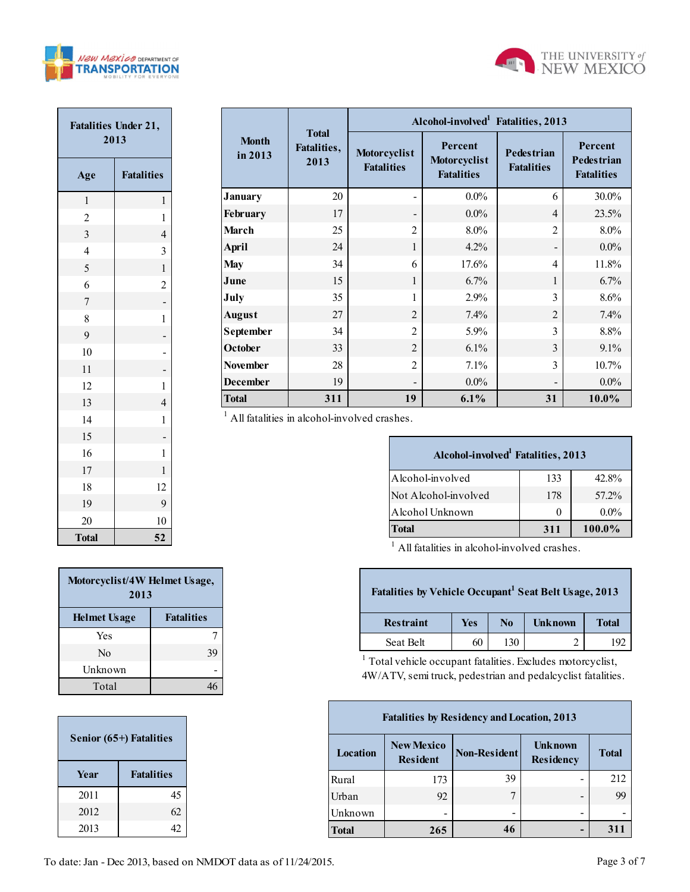| Fatalities Under 21, 2013 | |
|---|---|
| Age | Fatalities |
| 1 | 1 |
| 2 | 1 |
| 3 | 4 |
| 4 | 3 |
| 5 | 1 |
| 6 | 2 |
| 7 | - |
| 8 | 1 |
| 9 | - |
| 10 | - |
| 11 | - |
| 12 | 1 |
| 13 | 4 |
| 14 | 1 |
| 15 | - |
| 16 | 1 |
| 17 | 1 |
| 18 | 12 |
| 19 | 9 |
| 20 | 10 |
| **Total** | **52** |

| Month in 2013 | Total Fatalities, 2013 | Alcohol-involved[1] Fatalities, 2013 | | | |
|---|---|---|---|---|---|
| | | Motorcyclist Fatalities | Percent Motorcyclist Fatalities | Pedestrian Fatalities | Percent Pedestrian Fatalities |
| **January** | 20 | - | 0.0% | 6 | 30.0% |
| **February** | 17 | - | 0.0% | 4 | 23.5% |
| **March** | 25 | 2 | 8.0% | 2 | 8.0% |
| **April** | 24 | 1 | 4.2% | - | 0.0% |
| **May** | 34 | 6 | 17.6% | 4 | 11.8% |
| **June** | 15 | 1 | 6.7% | 1 | 6.7% |
| **July** | 35 | 1 | 2.9% | 3 | 8.6% |
| **August** | 27 | 2 | 7.4% | 2 | 7.4% |
| **September** | 34 | 2 | 5.9% | 3 | 8.8% |
| **October** | 33 | 2 | 6.1% | 3 | 9.1% |
| **November** | 28 | 2 | 7.1% | 3 | 10.7% |
| **December** | 19 | - | 0.0% | - | 0.0% |
| **Total** | **311** | **19** | **6.1%** | **31** | **10.0%** |

[1] All fatalities in alcohol-involved crashes.

| Alcohol-involved[1] Fatalities, 2013 | | |
|---|---|---|
| Alcohol-involved | 133 | 42.8% |
| Not Alcohol-involved | 178 | 57.2% |
| Alcohol Unknown | 0 | 0.0% |
| **Total** | **311** | **100.0%** |

[1] All fatalities in alcohol-involved crashes.

| Motorcyclist/4W Helmet Usage, 2013 | |
|---|---|
| Helmet Usage | Fatalities |
| Yes | 7 |
| No | 39 |
| Unknown | - |
| Total | 46 |

| Fatalities by Vehicle Occupant[1] Seat Belt Usage, 2013 | | | | |
|---|---|---|---|---|
| Restraint | Yes | No | Unknown | Total |
| Seat Belt | 60 | 130 | 2 | 192 |

[1] Total vehicle occupant fatalities. Excludes motorcyclist, 4W/ATV, semi truck, pedestrian and pedalcyclist fatalities.

| Senior (65+) Fatalities | |
|---|---|
| Year | Fatalities |
| 2011 | 45 |
| 2012 | 62 |
| 2013 | 42 |

| Fatalities by Residency and Location, 2013 | | | | |
|---|---|---|---|---|
| Location | New Mexico Resident | Non-Resident | Unknown Residency | Total |
| Rural | 173 | 39 | - | 212 |
| Urban | 92 | 7 | - | 99 |
| Unknown | - | - | - | - |
| **Total** | **265** | **46** | **-** | **311** |

To date: Jan - Dec 2013, based on NMDOT data as of 11/24/2015.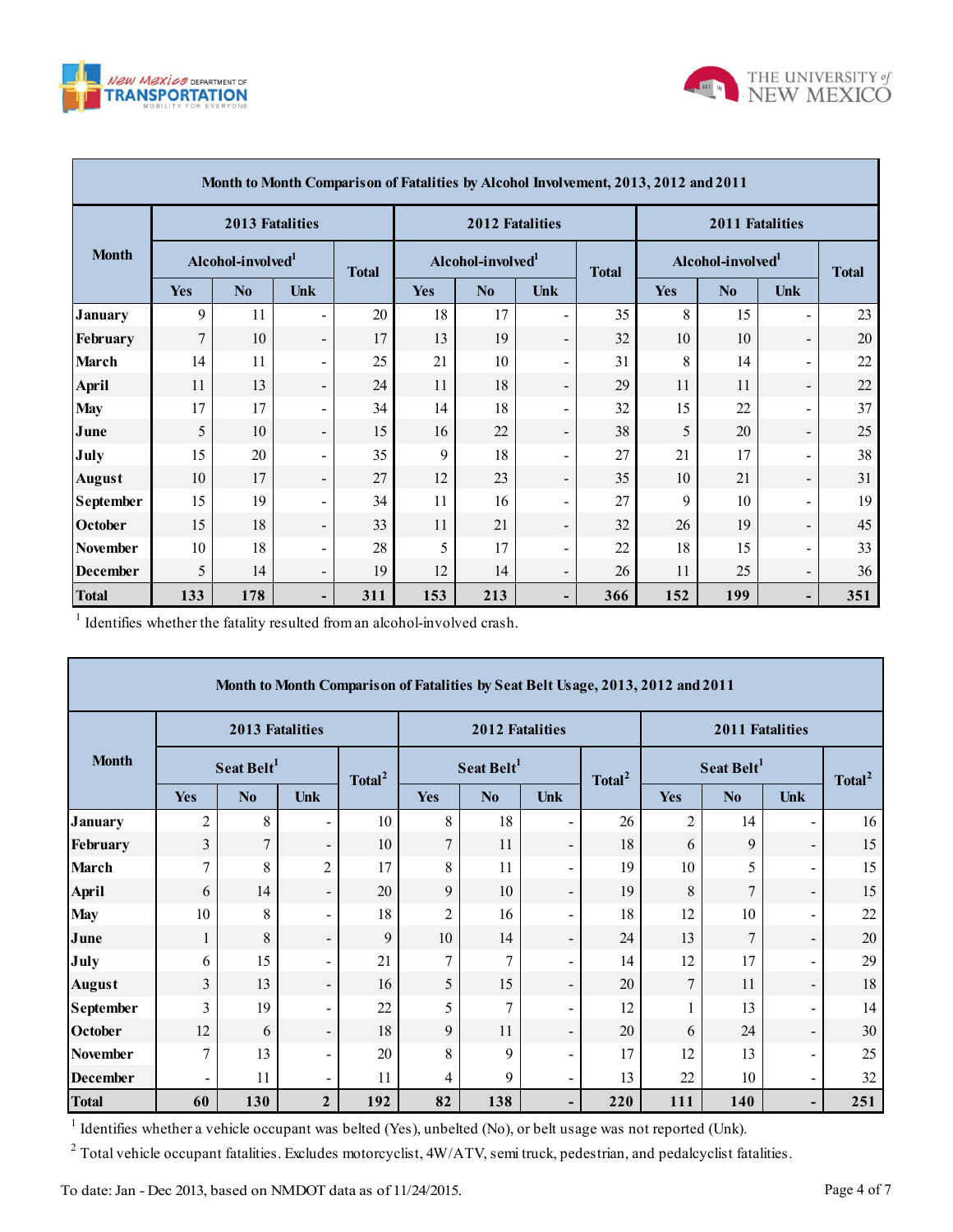**Month to Month Comparison of Fatalities by Alcohol Involvement, 2013, 2012 and 2011**

| Month | 2013 Fatalities | | | | 2012 Fatalities | | | | 2011 Fatalities | | | |
|---|---|---|---|---|---|---|---|---|---|---|---|---|
| | Alcohol-involved[1] | | | Total | Alcohol-involved[1] | | | Total | Alcohol-involved[1] | | | Total |
| | Yes | No | Unk | | Yes | No | Unk | | Yes | No | Unk | |
| January | 9 | 11 | - | 20 | 18 | 17 | - | 35 | 8 | 15 | - | 23 |
| February | 7 | 10 | - | 17 | 13 | 19 | - | 32 | 10 | 10 | - | 20 |
| March | 14 | 11 | - | 25 | 21 | 10 | - | 31 | 8 | 14 | - | 22 |
| April | 11 | 13 | - | 24 | 11 | 18 | - | 29 | 11 | 11 | - | 22 |
| May | 17 | 17 | - | 34 | 14 | 18 | - | 32 | 15 | 22 | - | 37 |
| June | 5 | 10 | - | 15 | 16 | 22 | - | 38 | 5 | 20 | - | 25 |
| July | 15 | 20 | - | 35 | 9 | 18 | - | 27 | 21 | 17 | - | 38 |
| August | 10 | 17 | - | 27 | 12 | 23 | - | 35 | 10 | 21 | - | 31 |
| September | 15 | 19 | - | 34 | 11 | 16 | - | 27 | 9 | 10 | - | 19 |
| October | 15 | 18 | - | 33 | 11 | 21 | - | 32 | 26 | 19 | - | 45 |
| November | 10 | 18 | - | 28 | 5 | 17 | - | 22 | 18 | 15 | - | 33 |
| December | 5 | 14 | - | 19 | 12 | 14 | - | 26 | 11 | 25 | - | 36 |
| **Total** | **133** | **178** | **-** | **311** | **153** | **213** | **-** | **366** | **152** | **199** | **-** | **351** |

[1] Identifies whether the fatality resulted from an alcohol-involved crash.

**Month to Month Comparison of Fatalities by Seat Belt Usage, 2013, 2012 and 2011**

| Month | 2013 Fatalities | | | | 2012 Fatalities | | | | 2011 Fatalities | | | |
|---|---|---|---|---|---|---|---|---|---|---|---|---|
| | Seat Belt[1] | | | Total[2] | Seat Belt[1] | | | Total[2] | Seat Belt[1] | | | Total[2] |
| | Yes | No | Unk | | Yes | No | Unk | | Yes | No | Unk | |
| January | 2 | 8 | - | 10 | 8 | 18 | - | 26 | 2 | 14 | - | 16 |
| February | 3 | 7 | - | 10 | 7 | 11 | - | 18 | 6 | 9 | - | 15 |
| March | 7 | 8 | 2 | 17 | 8 | 11 | - | 19 | 10 | 5 | - | 15 |
| April | 6 | 14 | - | 20 | 9 | 10 | - | 19 | 8 | 7 | - | 15 |
| May | 10 | 8 | - | 18 | 2 | 16 | - | 18 | 12 | 10 | - | 22 |
| June | 1 | 8 | - | 9 | 10 | 14 | - | 24 | 13 | 7 | - | 20 |
| July | 6 | 15 | - | 21 | 7 | 7 | - | 14 | 12 | 17 | - | 29 |
| August | 3 | 13 | - | 16 | 5 | 15 | - | 20 | 7 | 11 | - | 18 |
| September | 3 | 19 | - | 22 | 5 | 7 | - | 12 | 1 | 13 | - | 14 |
| October | 12 | 6 | - | 18 | 9 | 11 | - | 20 | 6 | 24 | - | 30 |
| November | 7 | 13 | - | 20 | 8 | 9 | - | 17 | 12 | 13 | - | 25 |
| December | - | 11 | - | 11 | 4 | 9 | - | 13 | 22 | 10 | - | 32 |
| **Total** | **60** | **130** | **2** | **192** | **82** | **138** | **-** | **220** | **111** | **140** | **-** | **251** |

[1] Identifies whether a vehicle occupant was belted (Yes), unbelted (No), or belt usage was not reported (Unk).

[2] Total vehicle occupant fatalities. Excludes motorcyclist, 4W/ATV, semi truck, pedestrian, and pedalcyclist fatalities.

To date: Jan - Dec 2013, based on NMDOT data as of 11/24/2015.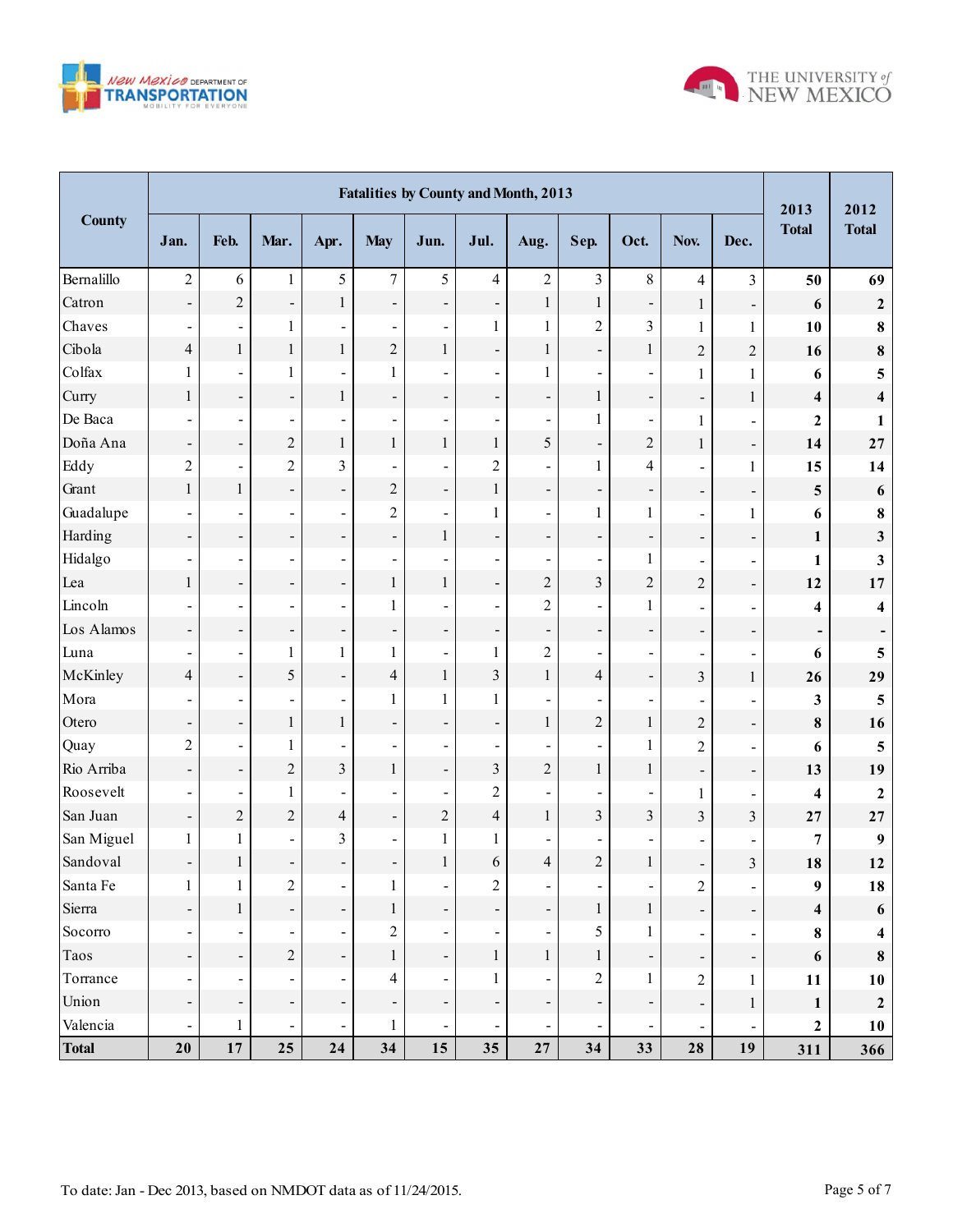| County | Fatalities by County and Month, 2013 | | | | | | | | | | | | 2013 Total | 2012 Total |
|---|---|---|---|---|---|---|---|---|---|---|---|---|---|---|
| | Jan. | Feb. | Mar. | Apr. | May | Jun. | Jul. | Aug. | Sep. | Oct. | Nov. | Dec. | | |
| Bernalillo | 2 | 6 | 1 | 5 | 7 | 5 | 4 | 2 | 3 | 8 | 4 | 3 | **50** | **69** |
| Catron | - | 2 | - | 1 | - | - | - | 1 | 1 | - | 1 | - | **6** | **2** |
| Chaves | - | - | 1 | - | - | - | 1 | 1 | 2 | 3 | 1 | 1 | **10** | **8** |
| Cibola | 4 | 1 | 1 | 1 | 2 | 1 | - | 1 | - | 1 | 2 | 2 | **16** | **8** |
| Colfax | 1 | - | 1 | - | 1 | - | - | 1 | - | - | 1 | 1 | **6** | **5** |
| Curry | 1 | - | - | 1 | - | - | - | - | 1 | - | - | 1 | **4** | **4** |
| De Baca | - | - | - | - | - | - | - | - | 1 | - | 1 | - | **2** | **1** |
| Doña Ana | - | - | 2 | 1 | 1 | 1 | 1 | 5 | - | 2 | 1 | - | **14** | **27** |
| Eddy | 2 | - | 2 | 3 | - | - | 2 | - | 1 | 4 | - | 1 | **15** | **14** |
| Grant | 1 | 1 | - | - | 2 | - | 1 | - | - | - | - | - | **5** | **6** |
| Guadalupe | - | - | - | - | 2 | - | 1 | - | 1 | 1 | - | 1 | **6** | **8** |
| Harding | - | - | - | - | - | 1 | - | - | - | - | - | - | **1** | **3** |
| Hidalgo | - | - | - | - | - | - | - | - | - | 1 | - | - | **1** | **3** |
| Lea | 1 | - | - | - | 1 | 1 | - | 2 | 3 | 2 | 2 | - | **12** | **17** |
| Lincoln | - | - | - | - | 1 | - | - | 2 | - | 1 | - | - | **4** | **4** |
| Los Alamos | - | - | - | - | - | - | - | - | - | - | - | - | **-** | **-** |
| Luna | - | - | 1 | 1 | 1 | - | 1 | 2 | - | - | - | - | **6** | **5** |
| McKinley | 4 | - | 5 | - | 4 | 1 | 3 | 1 | 4 | - | 3 | 1 | **26** | **29** |
| Mora | - | - | - | - | 1 | 1 | 1 | - | - | - | - | - | **3** | **5** |
| Otero | - | - | 1 | 1 | - | - | - | 1 | 2 | 1 | 2 | - | **8** | **16** |
| Quay | 2 | - | 1 | - | - | - | - | - | - | 1 | 2 | - | **6** | **5** |
| Rio Arriba | - | - | 2 | 3 | 1 | - | 3 | 2 | 1 | 1 | - | - | **13** | **19** |
| Roosevelt | - | - | 1 | - | - | - | 2 | - | - | - | 1 | - | **4** | **2** |
| San Juan | - | 2 | 2 | 4 | - | 2 | 4 | 1 | 3 | 3 | 3 | 3 | **27** | **27** |
| San Miguel | 1 | 1 | - | 3 | - | 1 | 1 | - | - | - | - | - | **7** | **9** |
| Sandoval | - | 1 | - | - | - | 1 | 6 | 4 | 2 | 1 | - | 3 | **18** | **12** |
| Santa Fe | 1 | 1 | 2 | - | 1 | - | 2 | - | - | - | 2 | - | **9** | **18** |
| Sierra | - | 1 | - | - | 1 | - | - | - | 1 | 1 | - | - | **4** | **6** |
| Socorro | - | - | - | - | 2 | - | - | - | 5 | 1 | - | - | **8** | **4** |
| Taos | - | - | 2 | - | 1 | - | 1 | 1 | 1 | - | - | - | **6** | **8** |
| Torrance | - | - | - | - | 4 | - | 1 | - | 2 | 1 | 2 | 1 | **11** | **10** |
| Union | - | - | - | - | - | - | - | - | - | - | - | 1 | **1** | **2** |
| Valencia | - | 1 | - | - | 1 | - | - | - | - | - | - | - | **2** | **10** |
| **Total** | **20** | **17** | **25** | **24** | **34** | **15** | **35** | **27** | **34** | **33** | **28** | **19** | **311** | **366** |

To date: Jan - Dec 2013, based on NMDOT data as of 11/24/2015.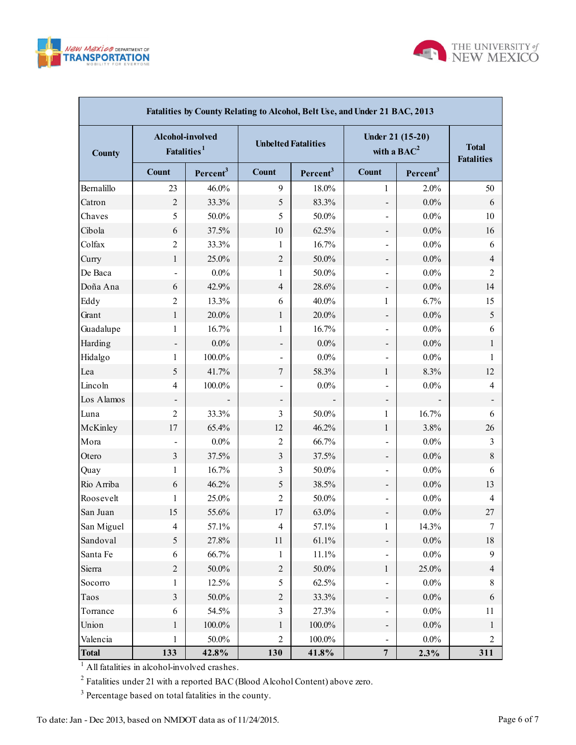| Fatalities by County Relating to Alcohol, Belt Use, and Under 21 BAC, 2013 | | | | | | | |
|---|---|---|---|---|---|---|---|
| County | Alcohol-involved Fatalities[1] | | Unbelted Fatalities | | Under 21 (15-20) with a BAC[2] | | Total Fatalities |
| | Count | Percent[3] | Count | Percent[3] | Count | Percent[3] | |
| Bernalillo | 23 | 46.0% | 9 | 18.0% | 1 | 2.0% | 50 |
| Catron | 2 | 33.3% | 5 | 83.3% | - | 0.0% | 6 |
| Chaves | 5 | 50.0% | 5 | 50.0% | - | 0.0% | 10 |
| Cibola | 6 | 37.5% | 10 | 62.5% | - | 0.0% | 16 |
| Colfax | 2 | 33.3% | 1 | 16.7% | - | 0.0% | 6 |
| Curry | 1 | 25.0% | 2 | 50.0% | - | 0.0% | 4 |
| De Baca | - | 0.0% | 1 | 50.0% | - | 0.0% | 2 |
| Doña Ana | 6 | 42.9% | 4 | 28.6% | - | 0.0% | 14 |
| Eddy | 2 | 13.3% | 6 | 40.0% | 1 | 6.7% | 15 |
| Grant | 1 | 20.0% | 1 | 20.0% | - | 0.0% | 5 |
| Guadalupe | 1 | 16.7% | 1 | 16.7% | - | 0.0% | 6 |
| Harding | - | 0.0% | - | 0.0% | - | 0.0% | 1 |
| Hidalgo | 1 | 100.0% | - | 0.0% | - | 0.0% | 1 |
| Lea | 5 | 41.7% | 7 | 58.3% | 1 | 8.3% | 12 |
| Lincoln | 4 | 100.0% | - | 0.0% | - | 0.0% | 4 |
| Los Alamos | - | - | - | - | - | - | - |
| Luna | 2 | 33.3% | 3 | 50.0% | 1 | 16.7% | 6 |
| McKinley | 17 | 65.4% | 12 | 46.2% | 1 | 3.8% | 26 |
| Mora | - | 0.0% | 2 | 66.7% | - | 0.0% | 3 |
| Otero | 3 | 37.5% | 3 | 37.5% | - | 0.0% | 8 |
| Quay | 1 | 16.7% | 3 | 50.0% | - | 0.0% | 6 |
| Rio Arriba | 6 | 46.2% | 5 | 38.5% | - | 0.0% | 13 |
| Roosevelt | 1 | 25.0% | 2 | 50.0% | - | 0.0% | 4 |
| San Juan | 15 | 55.6% | 17 | 63.0% | - | 0.0% | 27 |
| San Miguel | 4 | 57.1% | 4 | 57.1% | 1 | 14.3% | 7 |
| Sandoval | 5 | 27.8% | 11 | 61.1% | - | 0.0% | 18 |
| Santa Fe | 6 | 66.7% | 1 | 11.1% | - | 0.0% | 9 |
| Sierra | 2 | 50.0% | 2 | 50.0% | 1 | 25.0% | 4 |
| Socorro | 1 | 12.5% | 5 | 62.5% | - | 0.0% | 8 |
| Taos | 3 | 50.0% | 2 | 33.3% | - | 0.0% | 6 |
| Torrance | 6 | 54.5% | 3 | 27.3% | - | 0.0% | 11 |
| Union | 1 | 100.0% | 1 | 100.0% | - | 0.0% | 1 |
| Valencia | 1 | 50.0% | 2 | 100.0% | - | 0.0% | 2 |
| **Total** | **133** | **42.8%** | **130** | **41.8%** | **7** | **2.3%** | **311** |

[1] All fatalities in alcohol-involved crashes.

[2] Fatalities under 21 with a reported BAC (Blood Alcohol Content) above zero.

[3] Percentage based on total fatalities in the county.

To date: Jan - Dec 2013, based on NMDOT data as of 11/24/2015.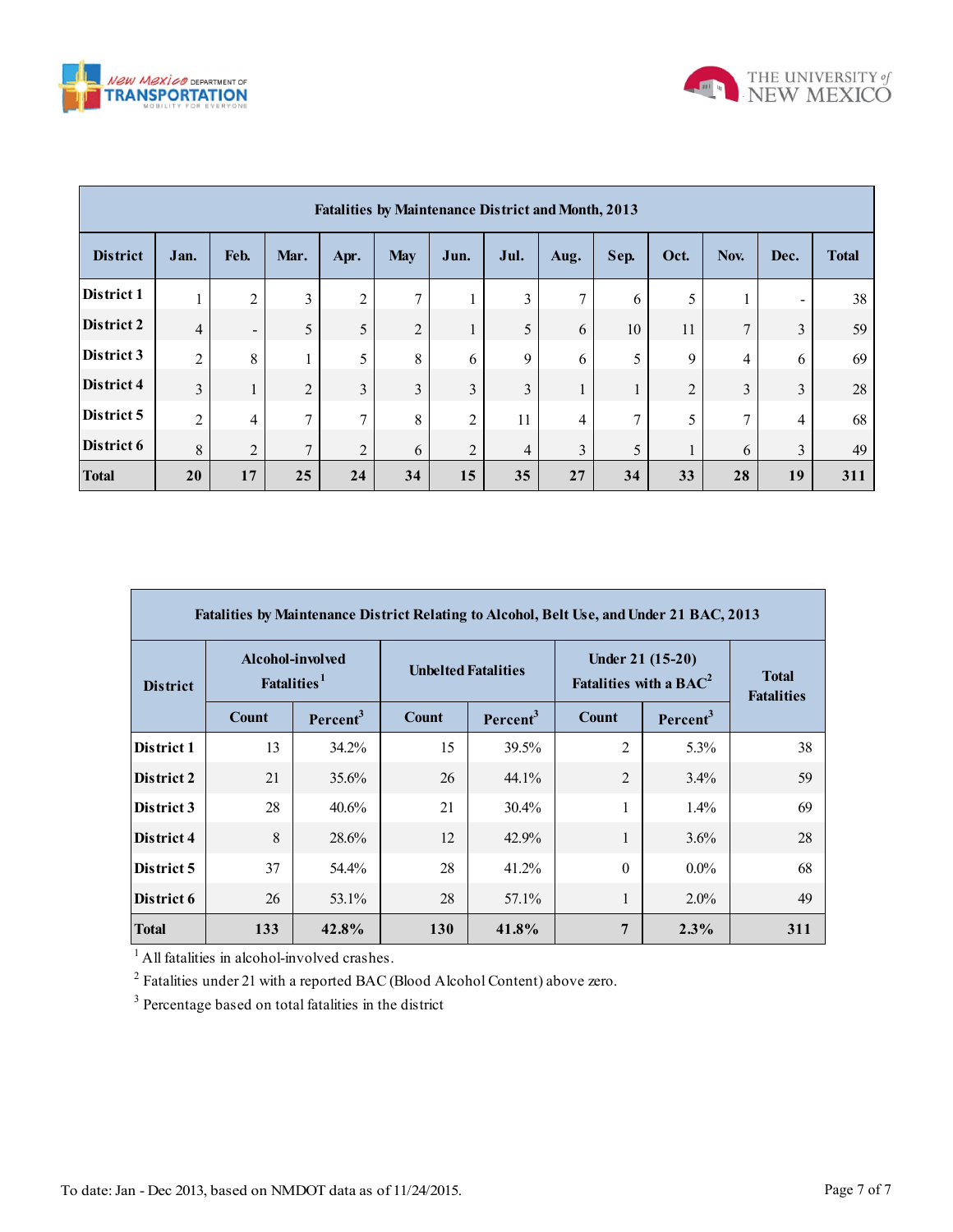| Fatalities by Maintenance District and Month, 2013 | | | | | | | | | | | | | |
|---|---|---|---|---|---|---|---|---|---|---|---|---|---|
| **District** | **Jan.** | **Feb.** | **Mar.** | **Apr.** | **May** | **Jun.** | **Jul.** | **Aug.** | **Sep.** | **Oct.** | **Nov.** | **Dec.** | **Total** |
| **District 1** | 1 | 2 | 3 | 2 | 7 | 1 | 3 | 7 | 6 | 5 | 1 | - | 38 |
| **District 2** | 4 | - | 5 | 5 | 2 | 1 | 5 | 6 | 10 | 11 | 7 | 3 | 59 |
| **District 3** | 2 | 8 | 1 | 5 | 8 | 6 | 9 | 6 | 5 | 9 | 4 | 6 | 69 |
| **District 4** | 3 | 1 | 2 | 3 | 3 | 3 | 3 | 1 | 1 | 2 | 3 | 3 | 28 |
| **District 5** | 2 | 4 | 7 | 7 | 8 | 2 | 11 | 4 | 7 | 5 | 7 | 4 | 68 |
| **District 6** | 8 | 2 | 7 | 2 | 6 | 2 | 4 | 3 | 5 | 1 | 6 | 3 | 49 |
| **Total** | **20** | **17** | **25** | **24** | **34** | **15** | **35** | **27** | **34** | **33** | **28** | **19** | **311** |

| Fatalities by Maintenance District Relating to Alcohol, Belt Use, and Under 21 BAC, 2013 | | | | | | | |
|---|---|---|---|---|---|---|---|
| **District** | **Alcohol-involved Fatalities[1]** | | **Unbelted Fatalities** | | **Under 21 (15-20) Fatalities with a BAC[2]** | | **Total Fatalities** |
| | **Count** | **Percent[3]** | **Count** | **Percent[3]** | **Count** | **Percent[3]** | |
| **District 1** | 13 | 34.2% | 15 | 39.5% | 2 | 5.3% | 38 |
| **District 2** | 21 | 35.6% | 26 | 44.1% | 2 | 3.4% | 59 |
| **District 3** | 28 | 40.6% | 21 | 30.4% | 1 | 1.4% | 69 |
| **District 4** | 8 | 28.6% | 12 | 42.9% | 1 | 3.6% | 28 |
| **District 5** | 37 | 54.4% | 28 | 41.2% | 0 | 0.0% | 68 |
| **District 6** | 26 | 53.1% | 28 | 57.1% | 1 | 2.0% | 49 |
| **Total** | **133** | **42.8%** | **130** | **41.8%** | **7** | **2.3%** | **311** |

[1] All fatalities in alcohol-involved crashes.

[2] Fatalities under 21 with a reported BAC (Blood Alcohol Content) above zero.

[3] Percentage based on total fatalities in the district

To date: Jan - Dec 2013, based on NMDOT data as of 11/24/2015.